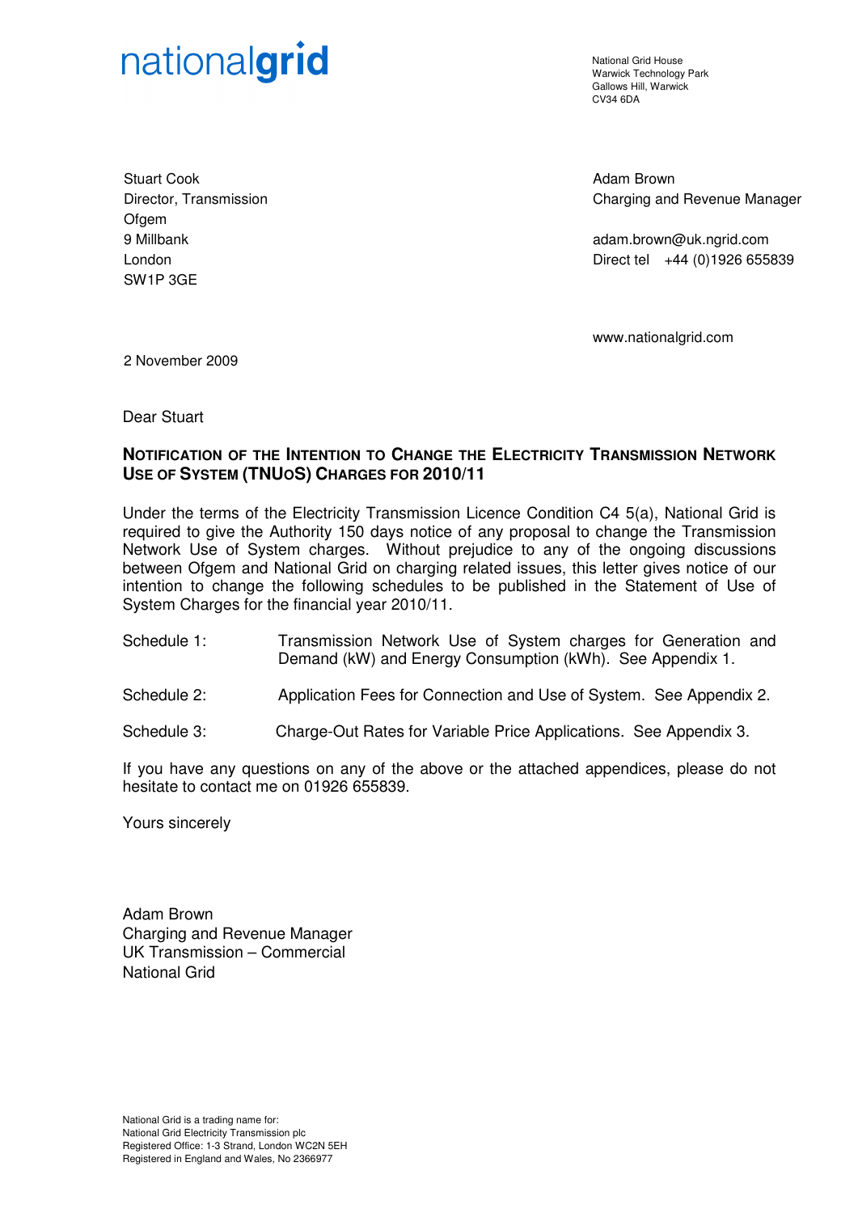nationalgrid

National Grid House
Warwick Technology Park
Gallows Hill, Warwick
CV34 6DA

Stuart Cook
Director, Transmission
Ofgem
9 Millbank
London
SW1P 3GE

Adam Brown
Charging and Revenue Manager

adam.brown@uk.ngrid.com
Direct tel +44 (0)1926 655839

www.nationalgrid.com

2 November 2009

Dear Stuart

**NOTIFICATION OF THE INTENTION TO CHANGE THE ELECTRICITY TRANSMISSION NETWORK USE OF SYSTEM (TNUOS) CHARGES FOR 2010/11**

Under the terms of the Electricity Transmission Licence Condition C4 5(a), National Grid is required to give the Authority 150 days notice of any proposal to change the Transmission Network Use of System charges. Without prejudice to any of the ongoing discussions between Ofgem and National Grid on charging related issues, this letter gives notice of our intention to change the following schedules to be published in the Statement of Use of System Charges for the financial year 2010/11.

Schedule 1: Transmission Network Use of System charges for Generation and Demand (kW) and Energy Consumption (kWh). See Appendix 1.

Schedule 2: Application Fees for Connection and Use of System. See Appendix 2.

Schedule 3: Charge-Out Rates for Variable Price Applications. See Appendix 3.

If you have any questions on any of the above or the attached appendices, please do not hesitate to contact me on 01926 655839.

Yours sincerely

Adam Brown
Charging and Revenue Manager
UK Transmission – Commercial
National Grid

National Grid is a trading name for:
National Grid Electricity Transmission plc
Registered Office: 1-3 Strand, London WC2N 5EH
Registered in England and Wales, No 2366977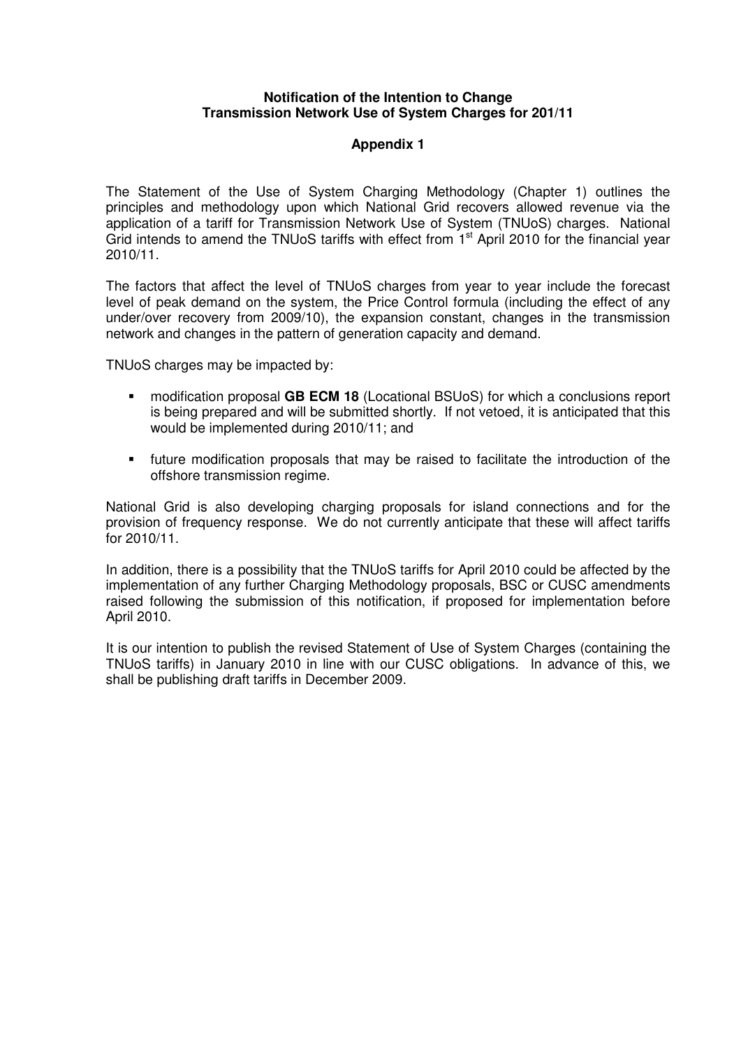**Notification of the Intention to Change Transmission Network Use of System Charges for 201/11**

**Appendix 1**

The Statement of the Use of System Charging Methodology (Chapter 1) outlines the principles and methodology upon which National Grid recovers allowed revenue via the application of a tariff for Transmission Network Use of System (TNUoS) charges. National Grid intends to amend the TNUoS tariffs with effect from 1st April 2010 for the financial year 2010/11.

The factors that affect the level of TNUoS charges from year to year include the forecast level of peak demand on the system, the Price Control formula (including the effect of any under/over recovery from 2009/10), the expansion constant, changes in the transmission network and changes in the pattern of generation capacity and demand.

TNUoS charges may be impacted by:

- modification proposal **GB ECM 18** (Locational BSUoS) for which a conclusions report is being prepared and will be submitted shortly. If not vetoed, it is anticipated that this would be implemented during 2010/11; and
- future modification proposals that may be raised to facilitate the introduction of the offshore transmission regime.

National Grid is also developing charging proposals for island connections and for the provision of frequency response. We do not currently anticipate that these will affect tariffs for 2010/11.

In addition, there is a possibility that the TNUoS tariffs for April 2010 could be affected by the implementation of any further Charging Methodology proposals, BSC or CUSC amendments raised following the submission of this notification, if proposed for implementation before April 2010.

It is our intention to publish the revised Statement of Use of System Charges (containing the TNUoS tariffs) in January 2010 in line with our CUSC obligations. In advance of this, we shall be publishing draft tariffs in December 2009.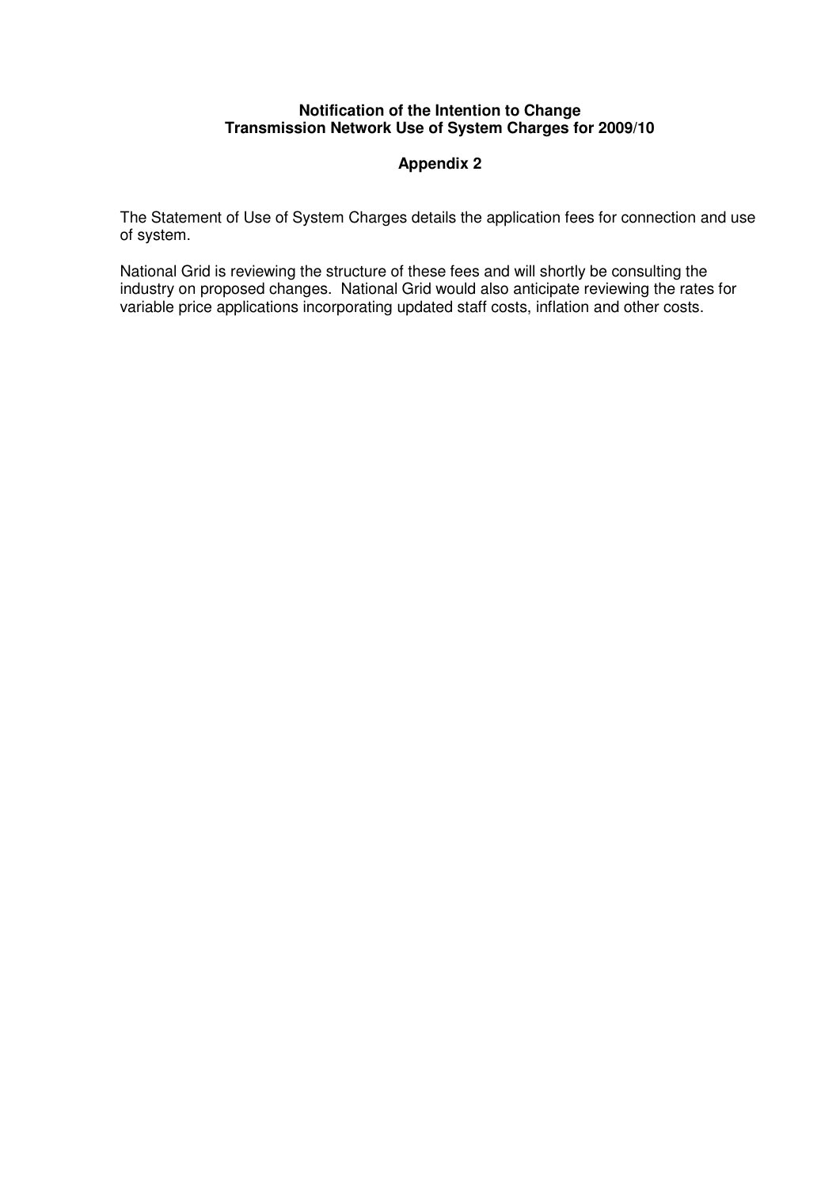**Notification of the Intention to Change**
**Transmission Network Use of System Charges for 2009/10**

**Appendix 2**

The Statement of Use of System Charges details the application fees for connection and use of system.

National Grid is reviewing the structure of these fees and will shortly be consulting the industry on proposed changes. National Grid would also anticipate reviewing the rates for variable price applications incorporating updated staff costs, inflation and other costs.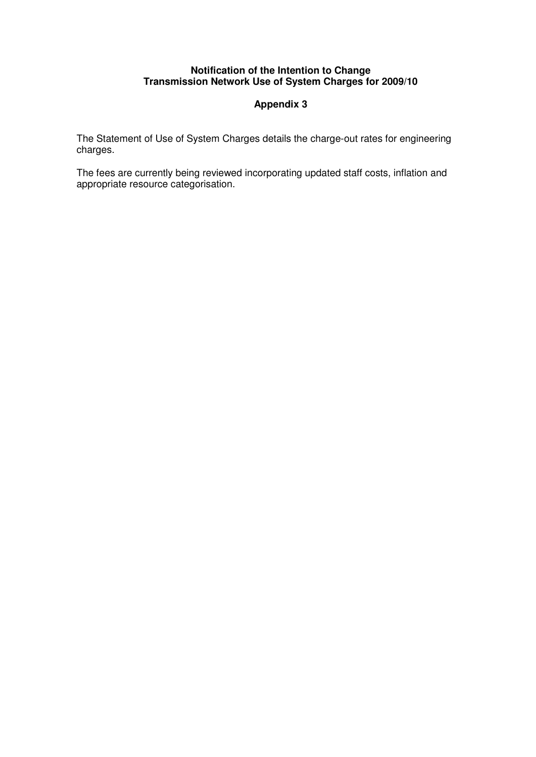**Notification of the Intention to Change**
**Transmission Network Use of System Charges for 2009/10**

**Appendix 3**

The Statement of Use of System Charges details the charge-out rates for engineering charges.

The fees are currently being reviewed incorporating updated staff costs, inflation and appropriate resource categorisation.